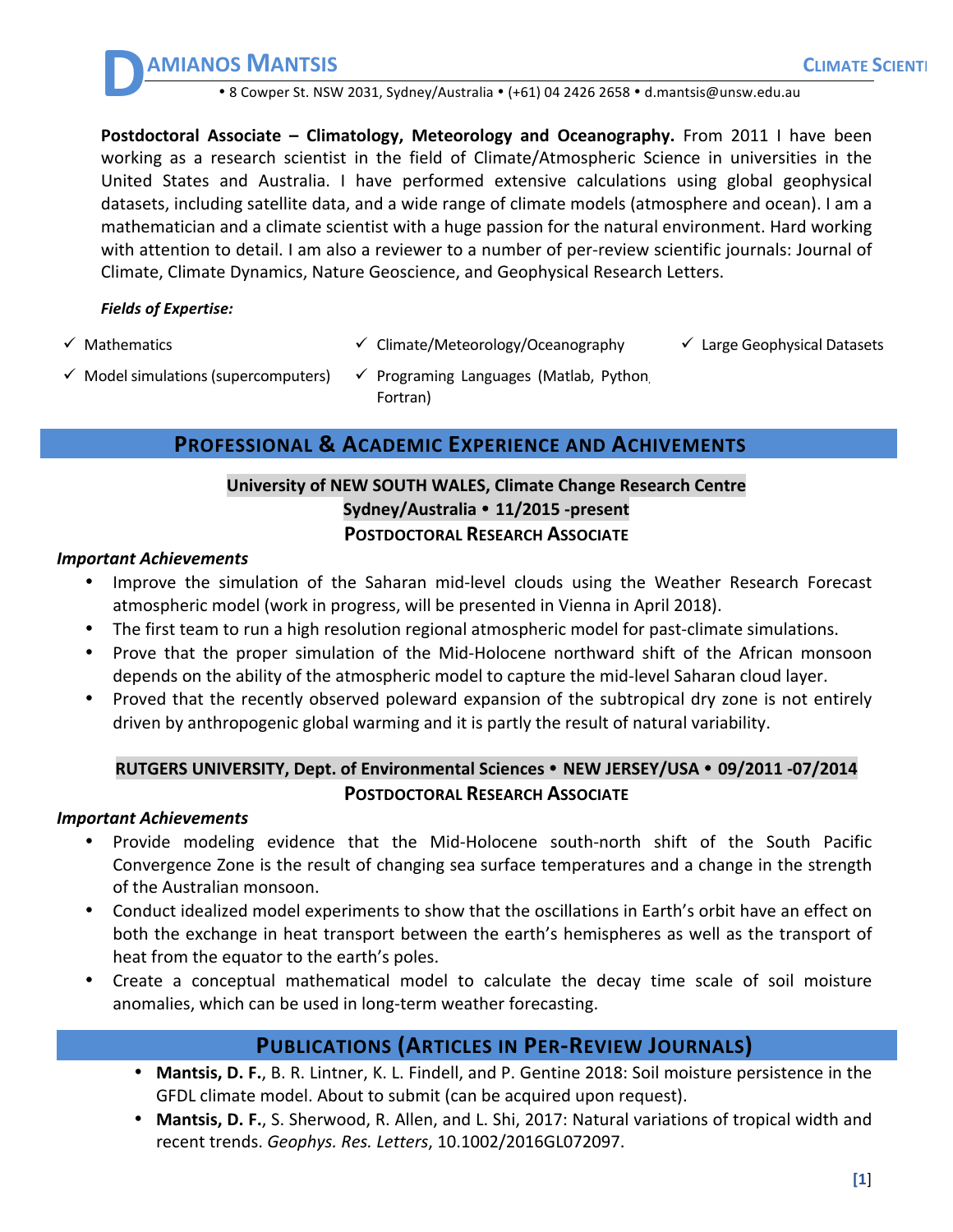# DAMIANOS MANTSIS

**CLIMATE SCIENTI**

• 8 Cowper St. NSW 2031, Sydney/Australia • (+61) 04 2426 2658 • d.mantsis@unsw.edu.au

**Postdoctoral Associate – Climatology, Meteorology and Oceanography.** From 2011 I have been working as a research scientist in the field of Climate/Atmospheric Science in universities in the United States and Australia. I have performed extensive calculations using global geophysical datasets, including satellite data, and a wide range of climate models (atmosphere and ocean). I am a mathematician and a climate scientist with a huge passion for the natural environment. Hard working with attention to detail. I am also a reviewer to a number of per-review scientific journals: Journal of Climate, Climate Dynamics, Nature Geoscience, and Geophysical Research Letters.

***Fields of Expertise:***

- ✓ Mathematics
- ✓ Climate/Meteorology/Oceanography
- ✓ Large Geophysical Datasets
- ✓ Model simulations (supercomputers)
- ✓ Programing Languages (Matlab, Python, Fortran)

## PROFESSIONAL & ACADEMIC EXPERIENCE AND ACHIVEMENTS

**University of NEW SOUTH WALES, Climate Change Research Centre**
**Sydney/Australia • 11/2015 -present**
**POSTDOCTORAL RESEARCH ASSOCIATE**

***Important Achievements***

- Improve the simulation of the Saharan mid-level clouds using the Weather Research Forecast atmospheric model (work in progress, will be presented in Vienna in April 2018).
- The first team to run a high resolution regional atmospheric model for past-climate simulations.
- Prove that the proper simulation of the Mid-Holocene northward shift of the African monsoon depends on the ability of the atmospheric model to capture the mid-level Saharan cloud layer.
- Proved that the recently observed poleward expansion of the subtropical dry zone is not entirely driven by anthropogenic global warming and it is partly the result of natural variability.

**RUTGERS UNIVERSITY, Dept. of Environmental Sciences • NEW JERSEY/USA • 09/2011 -07/2014**
**POSTDOCTORAL RESEARCH ASSOCIATE**

***Important Achievements***

- Provide modeling evidence that the Mid-Holocene south-north shift of the South Pacific Convergence Zone is the result of changing sea surface temperatures and a change in the strength of the Australian monsoon.
- Conduct idealized model experiments to show that the oscillations in Earth's orbit have an effect on both the exchange in heat transport between the earth's hemispheres as well as the transport of heat from the equator to the earth's poles.
- Create a conceptual mathematical model to calculate the decay time scale of soil moisture anomalies, which can be used in long-term weather forecasting.

## PUBLICATIONS (ARTICLES IN PER-REVIEW JOURNALS)

- **Mantsis, D. F.**, B. R. Lintner, K. L. Findell, and P. Gentine 2018: Soil moisture persistence in the GFDL climate model. About to submit (can be acquired upon request).
- **Mantsis, D. F.**, S. Sherwood, R. Allen, and L. Shi, 2017: Natural variations of tropical width and recent trends. *Geophys. Res. Letters*, 10.1002/2016GL072097.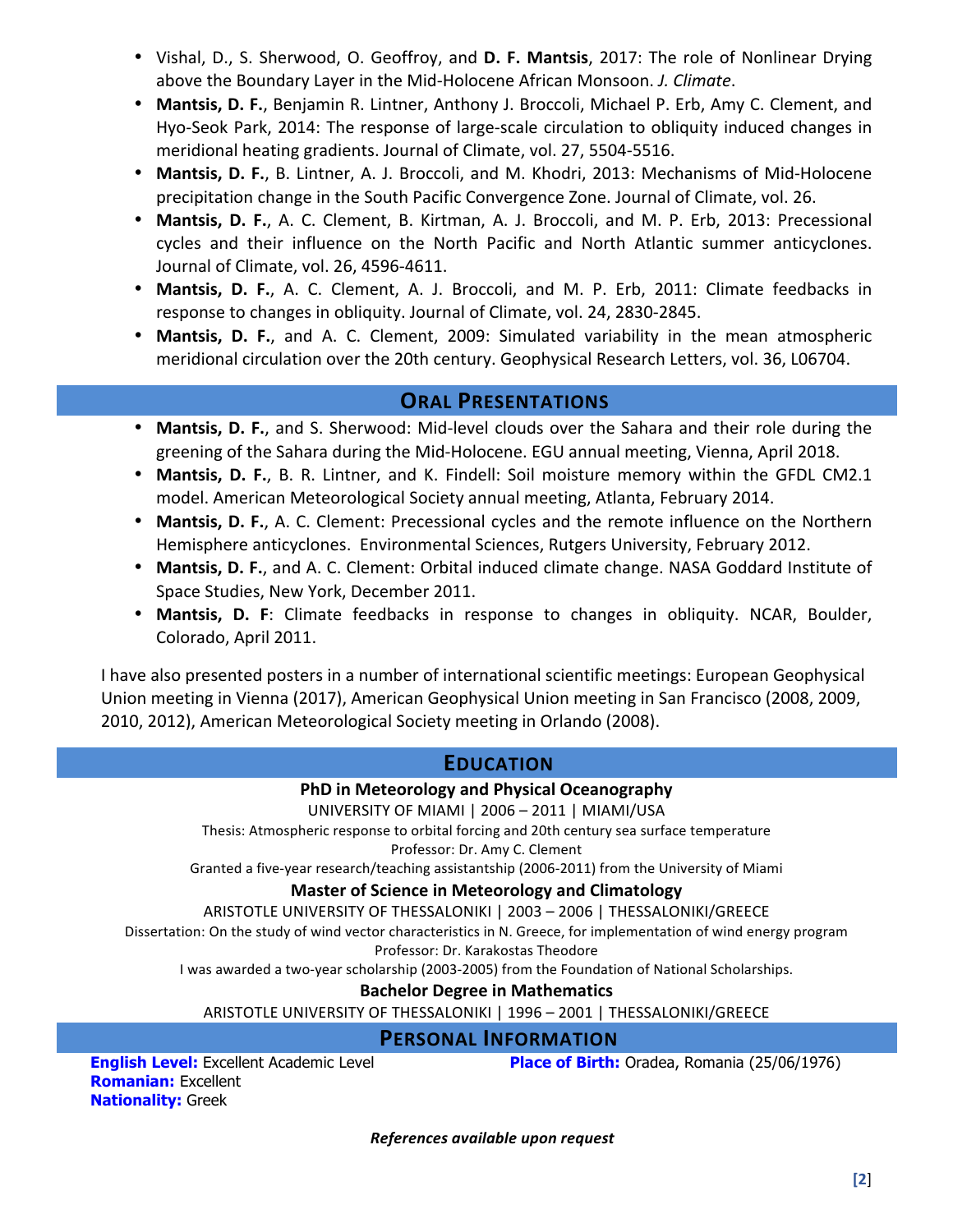- Vishal, D., S. Sherwood, O. Geoffroy, and **D. F. Mantsis**, 2017: The role of Nonlinear Drying above the Boundary Layer in the Mid-Holocene African Monsoon. *J. Climate*.
- **Mantsis, D. F.**, Benjamin R. Lintner, Anthony J. Broccoli, Michael P. Erb, Amy C. Clement, and Hyo-Seok Park, 2014: The response of large-scale circulation to obliquity induced changes in meridional heating gradients. Journal of Climate, vol. 27, 5504-5516.
- **Mantsis, D. F.**, B. Lintner, A. J. Broccoli, and M. Khodri, 2013: Mechanisms of Mid-Holocene precipitation change in the South Pacific Convergence Zone. Journal of Climate, vol. 26.
- **Mantsis, D. F.**, A. C. Clement, B. Kirtman, A. J. Broccoli, and M. P. Erb, 2013: Precessional cycles and their influence on the North Pacific and North Atlantic summer anticyclones. Journal of Climate, vol. 26, 4596-4611.
- **Mantsis, D. F.**, A. C. Clement, A. J. Broccoli, and M. P. Erb, 2011: Climate feedbacks in response to changes in obliquity. Journal of Climate, vol. 24, 2830-2845.
- **Mantsis, D. F.**, and A. C. Clement, 2009: Simulated variability in the mean atmospheric meridional circulation over the 20th century. Geophysical Research Letters, vol. 36, L06704.

## ORAL PRESENTATIONS

- **Mantsis, D. F.**, and S. Sherwood: Mid-level clouds over the Sahara and their role during the greening of the Sahara during the Mid-Holocene. EGU annual meeting, Vienna, April 2018.
- **Mantsis, D. F.**, B. R. Lintner, and K. Findell: Soil moisture memory within the GFDL CM2.1 model. American Meteorological Society annual meeting, Atlanta, February 2014.
- **Mantsis, D. F.**, A. C. Clement: Precessional cycles and the remote influence on the Northern Hemisphere anticyclones. Environmental Sciences, Rutgers University, February 2012.
- **Mantsis, D. F.**, and A. C. Clement: Orbital induced climate change. NASA Goddard Institute of Space Studies, New York, December 2011.
- **Mantsis, D. F**: Climate feedbacks in response to changes in obliquity. NCAR, Boulder, Colorado, April 2011.

I have also presented posters in a number of international scientific meetings: European Geophysical Union meeting in Vienna (2017), American Geophysical Union meeting in San Francisco (2008, 2009, 2010, 2012), American Meteorological Society meeting in Orlando (2008).

## EDUCATION

**PhD in Meteorology and Physical Oceanography**

UNIVERSITY OF MIAMI | 2006 – 2011 | MIAMI/USA

Thesis: Atmospheric response to orbital forcing and 20th century sea surface temperature

Professor: Dr. Amy C. Clement

Granted a five-year research/teaching assistantship (2006-2011) from the University of Miami

**Master of Science in Meteorology and Climatology**

ARISTOTLE UNIVERSITY OF THESSALONIKI | 2003 – 2006 | THESSALONIKI/GREECE

Dissertation: On the study of wind vector characteristics in N. Greece, for implementation of wind energy program

Professor: Dr. Karakostas Theodore

I was awarded a two-year scholarship (2003-2005) from the Foundation of National Scholarships.

**Bachelor Degree in Mathematics**

ARISTOTLE UNIVERSITY OF THESSALONIKI | 1996 – 2001 | THESSALONIKI/GREECE

## PERSONAL INFORMATION

**English Level:** Excellent Academic Level

**Romanian:** Excellent

**Nationality:** Greek

**Place of Birth:** Oradea, Romania (25/06/1976)

***References available upon request***